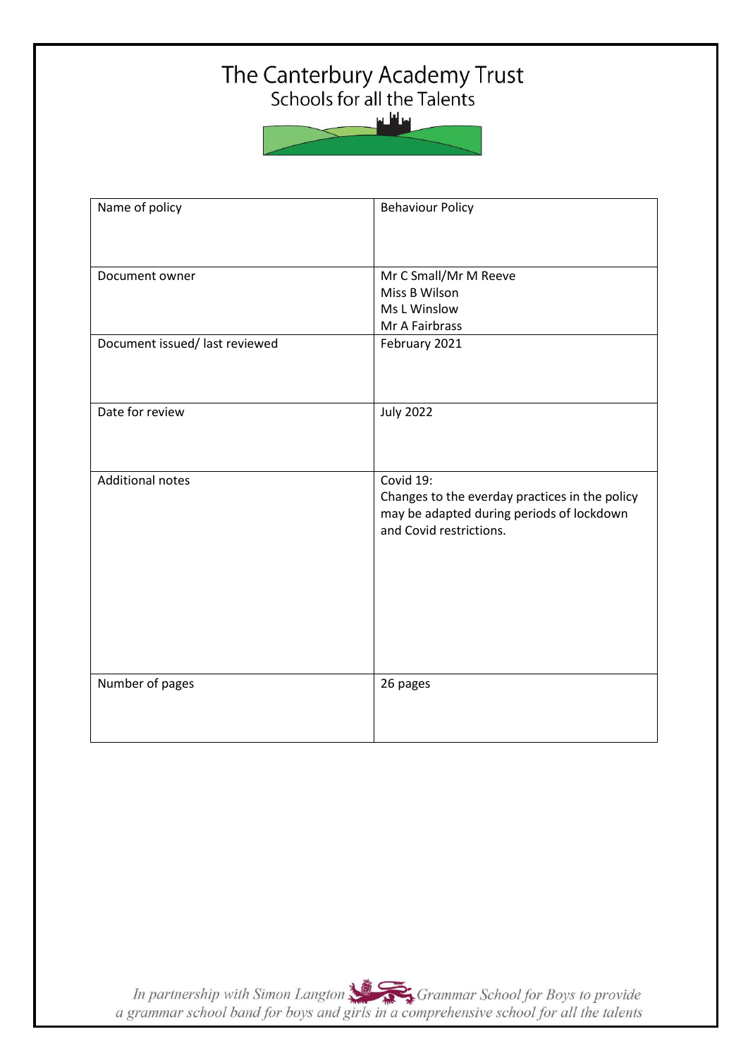# The Canterbury Academy Trust

Schools for all the Talents

| Name of policy | Behaviour Policy |
|---|---|
| Document owner | Mr C Small/Mr M Reeve<br>Miss B Wilson<br>Ms L Winslow<br>Mr A Fairbrass |
| Document issued/ last reviewed | February 2021 |
| Date for review | July 2022 |
| Additional notes | Covid 19:<br>Changes to the everday practices in the policy may be adapted during periods of lockdown and Covid restrictions. |
| Number of pages | 26 pages |

*In partnership with Simon Langton Grammar School for Boys to provide a grammar school band for boys and girls in a comprehensive school for all the talents*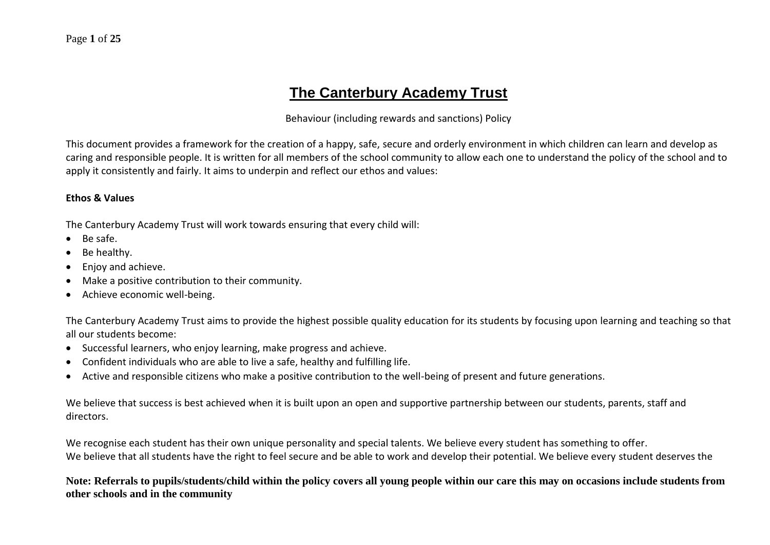# The Canterbury Academy Trust

Behaviour (including rewards and sanctions) Policy

This document provides a framework for the creation of a happy, safe, secure and orderly environment in which children can learn and develop as caring and responsible people. It is written for all members of the school community to allow each one to understand the policy of the school and to apply it consistently and fairly. It aims to underpin and reflect our ethos and values:

**Ethos & Values**

The Canterbury Academy Trust will work towards ensuring that every child will:

- Be safe.
- Be healthy.
- Enjoy and achieve.
- Make a positive contribution to their community.
- Achieve economic well-being.

The Canterbury Academy Trust aims to provide the highest possible quality education for its students by focusing upon learning and teaching so that all our students become:

- Successful learners, who enjoy learning, make progress and achieve.
- Confident individuals who are able to live a safe, healthy and fulfilling life.
- Active and responsible citizens who make a positive contribution to the well-being of present and future generations.

We believe that success is best achieved when it is built upon an open and supportive partnership between our students, parents, staff and directors.

We recognise each student has their own unique personality and special talents. We believe every student has something to offer.
We believe that all students have the right to feel secure and be able to work and develop their potential. We believe every student deserves the

**Note: Referrals to pupils/students/child within the policy covers all young people within our care this may on occasions include students from other schools and in the community**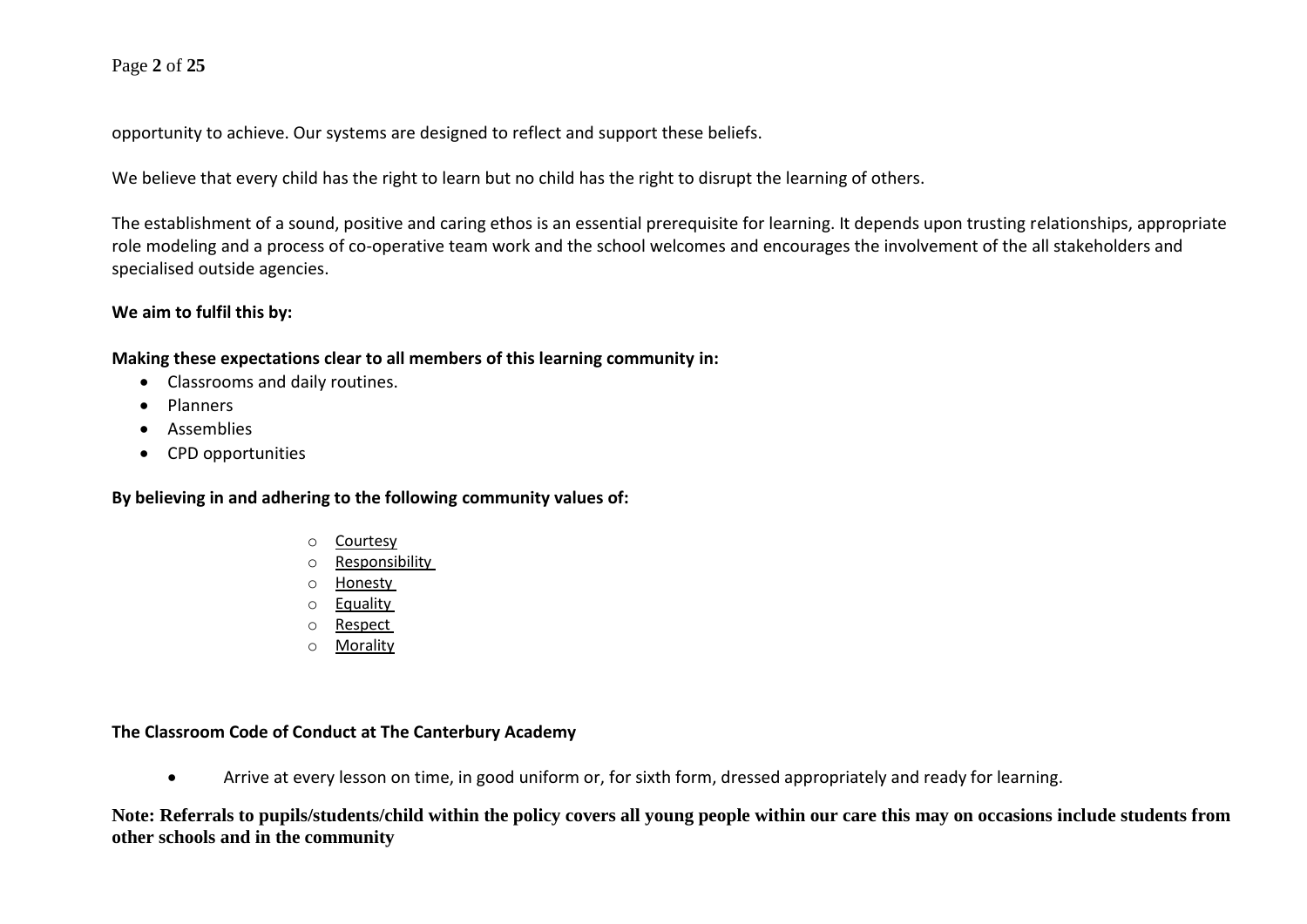opportunity to achieve. Our systems are designed to reflect and support these beliefs.

We believe that every child has the right to learn but no child has the right to disrupt the learning of others.

The establishment of a sound, positive and caring ethos is an essential prerequisite for learning. It depends upon trusting relationships, appropriate role modeling and a process of co-operative team work and the school welcomes and encourages the involvement of the all stakeholders and specialised outside agencies.

**We aim to fulfil this by:**

**Making these expectations clear to all members of this learning community in:**

- Classrooms and daily routines.
- Planners
- Assemblies
- CPD opportunities

**By believing in and adhering to the following community values of:**

- Courtesy
- Responsibility
- Honesty
- Equality
- Respect
- Morality

**The Classroom Code of Conduct at The Canterbury Academy**

- Arrive at every lesson on time, in good uniform or, for sixth form, dressed appropriately and ready for learning.

**Note: Referrals to pupils/students/child within the policy covers all young people within our care this may on occasions include students from other schools and in the community**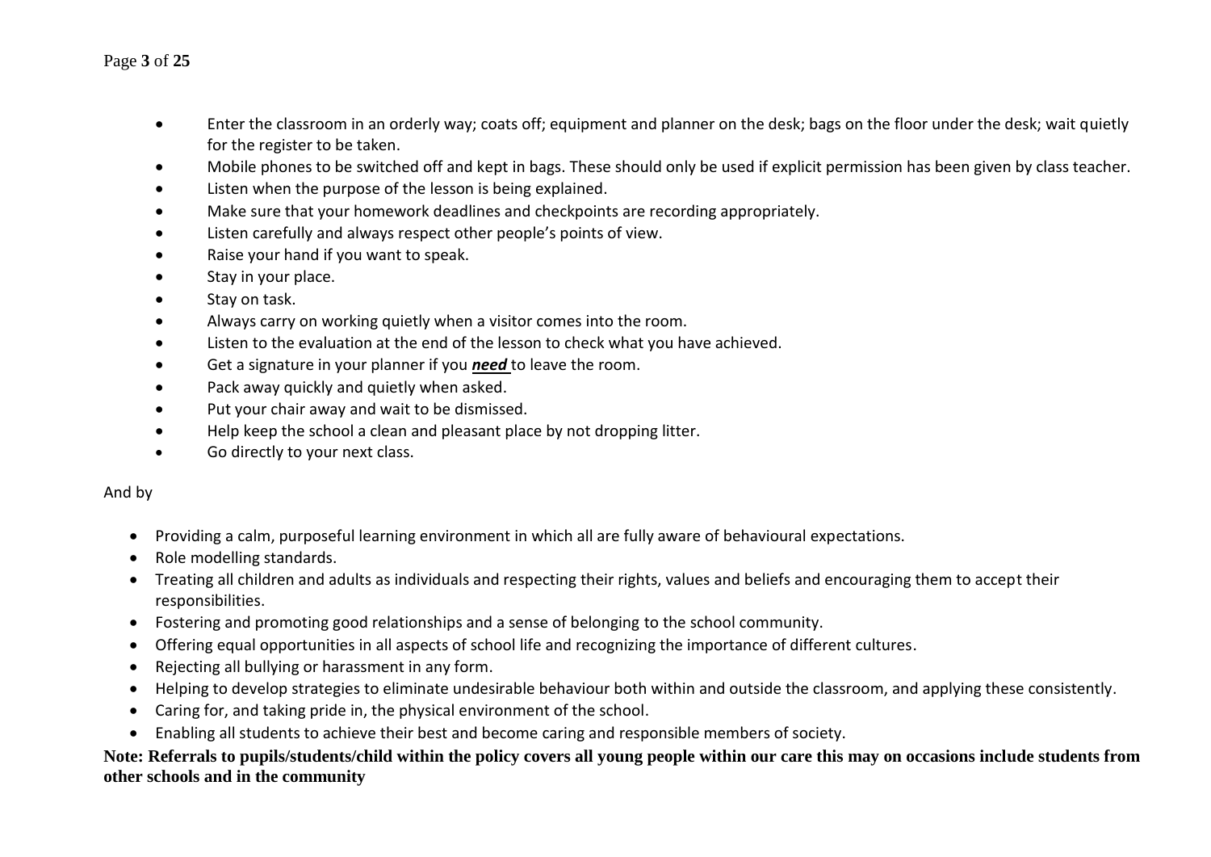- Enter the classroom in an orderly way; coats off; equipment and planner on the desk; bags on the floor under the desk; wait quietly for the register to be taken.
- Mobile phones to be switched off and kept in bags. These should only be used if explicit permission has been given by class teacher.
- Listen when the purpose of the lesson is being explained.
- Make sure that your homework deadlines and checkpoints are recording appropriately.
- Listen carefully and always respect other people's points of view.
- Raise your hand if you want to speak.
- Stay in your place.
- Stay on task.
- Always carry on working quietly when a visitor comes into the room.
- Listen to the evaluation at the end of the lesson to check what you have achieved.
- Get a signature in your planner if you ***need*** to leave the room.
- Pack away quickly and quietly when asked.
- Put your chair away and wait to be dismissed.
- Help keep the school a clean and pleasant place by not dropping litter.
- Go directly to your next class.

And by

- Providing a calm, purposeful learning environment in which all are fully aware of behavioural expectations.
- Role modelling standards.
- Treating all children and adults as individuals and respecting their rights, values and beliefs and encouraging them to accept their responsibilities.
- Fostering and promoting good relationships and a sense of belonging to the school community.
- Offering equal opportunities in all aspects of school life and recognizing the importance of different cultures.
- Rejecting all bullying or harassment in any form.
- Helping to develop strategies to eliminate undesirable behaviour both within and outside the classroom, and applying these consistently.
- Caring for, and taking pride in, the physical environment of the school.
- Enabling all students to achieve their best and become caring and responsible members of society.

**Note: Referrals to pupils/students/child within the policy covers all young people within our care this may on occasions include students from other schools and in the community**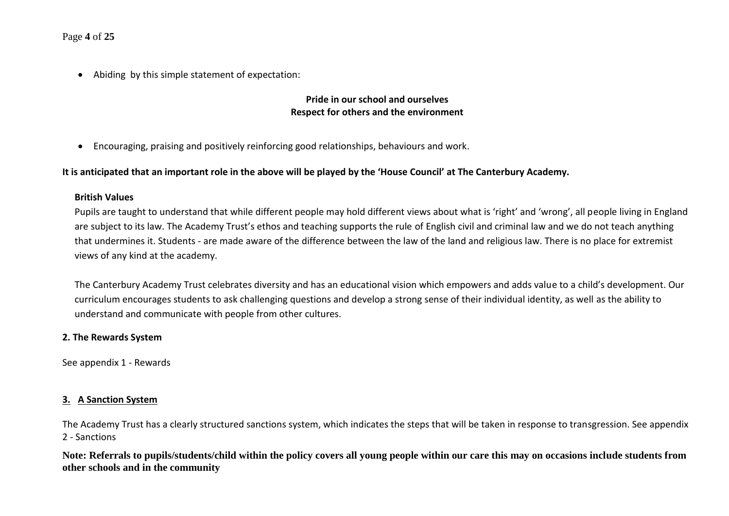- Abiding  by this simple statement of expectation:

**Pride in our school and ourselves**
**Respect for others and the environment**

- Encouraging, praising and positively reinforcing good relationships, behaviours and work.

**It is anticipated that an important role in the above will be played by the 'House Council' at The Canterbury Academy.**

**British Values**

Pupils are taught to understand that while different people may hold different views about what is 'right' and 'wrong', all people living in England are subject to its law. The Academy Trust's ethos and teaching supports the rule of English civil and criminal law and we do not teach anything that undermines it. Students - are made aware of the difference between the law of the land and religious law. There is no place for extremist views of any kind at the academy.

The Canterbury Academy Trust celebrates diversity and has an educational vision which empowers and adds value to a child's development. Our curriculum encourages students to ask challenging questions and develop a strong sense of their individual identity, as well as the ability to understand and communicate with people from other cultures.

## 2. The Rewards System

See appendix 1 - Rewards

## 3. A Sanction System

The Academy Trust has a clearly structured sanctions system, which indicates the steps that will be taken in response to transgression. See appendix 2 - Sanctions

**Note: Referrals to pupils/students/child within the policy covers all young people within our care this may on occasions include students from other schools and in the community**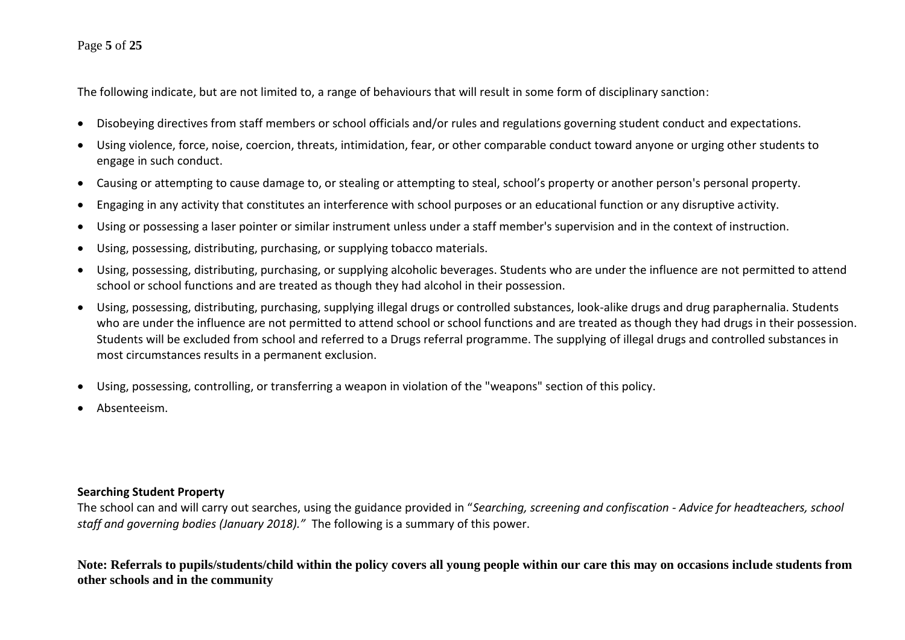The following indicate, but are not limited to, a range of behaviours that will result in some form of disciplinary sanction:

- Disobeying directives from staff members or school officials and/or rules and regulations governing student conduct and expectations.
- Using violence, force, noise, coercion, threats, intimidation, fear, or other comparable conduct toward anyone or urging other students to engage in such conduct.
- Causing or attempting to cause damage to, or stealing or attempting to steal, school's property or another person's personal property.
- Engaging in any activity that constitutes an interference with school purposes or an educational function or any disruptive activity.
- Using or possessing a laser pointer or similar instrument unless under a staff member's supervision and in the context of instruction.
- Using, possessing, distributing, purchasing, or supplying tobacco materials.
- Using, possessing, distributing, purchasing, or supplying alcoholic beverages. Students who are under the influence are not permitted to attend school or school functions and are treated as though they had alcohol in their possession.
- Using, possessing, distributing, purchasing, supplying illegal drugs or controlled substances, look-alike drugs and drug paraphernalia. Students who are under the influence are not permitted to attend school or school functions and are treated as though they had drugs in their possession. Students will be excluded from school and referred to a Drugs referral programme. The supplying of illegal drugs and controlled substances in most circumstances results in a permanent exclusion.
- Using, possessing, controlling, or transferring a weapon in violation of the "weapons" section of this policy.
- Absenteeism.

**Searching Student Property**

The school can and will carry out searches, using the guidance provided in "*Searching, screening and confiscation - Advice for headteachers, school staff and governing bodies (January 2018)."* The following is a summary of this power.

**Note: Referrals to pupils/students/child within the policy covers all young people within our care this may on occasions include students from other schools and in the community**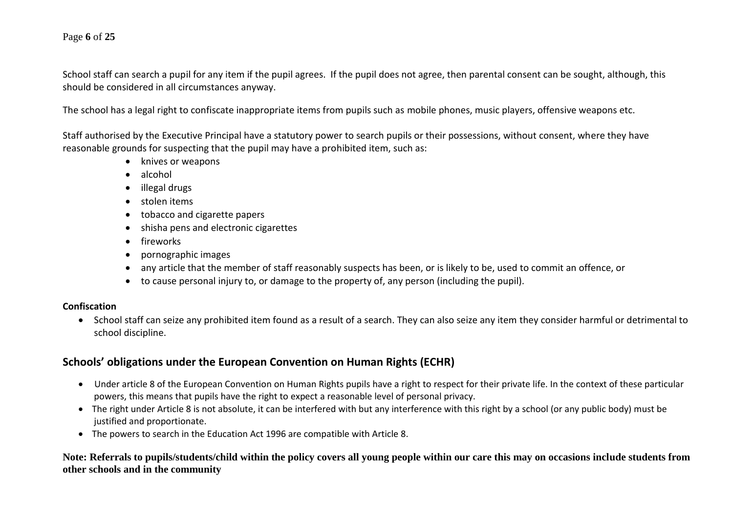School staff can search a pupil for any item if the pupil agrees. If the pupil does not agree, then parental consent can be sought, although, this should be considered in all circumstances anyway.

The school has a legal right to confiscate inappropriate items from pupils such as mobile phones, music players, offensive weapons etc.

Staff authorised by the Executive Principal have a statutory power to search pupils or their possessions, without consent, where they have reasonable grounds for suspecting that the pupil may have a prohibited item, such as:

- knives or weapons
- alcohol
- illegal drugs
- stolen items
- tobacco and cigarette papers
- shisha pens and electronic cigarettes
- fireworks
- pornographic images
- any article that the member of staff reasonably suspects has been, or is likely to be, used to commit an offence, or
- to cause personal injury to, or damage to the property of, any person (including the pupil).

**Confiscation**

- School staff can seize any prohibited item found as a result of a search. They can also seize any item they consider harmful or detrimental to school discipline.

## Schools' obligations under the European Convention on Human Rights (ECHR)

- Under article 8 of the European Convention on Human Rights pupils have a right to respect for their private life. In the context of these particular powers, this means that pupils have the right to expect a reasonable level of personal privacy.
- The right under Article 8 is not absolute, it can be interfered with but any interference with this right by a school (or any public body) must be justified and proportionate.
- The powers to search in the Education Act 1996 are compatible with Article 8.

**Note: Referrals to pupils/students/child within the policy covers all young people within our care this may on occasions include students from other schools and in the community**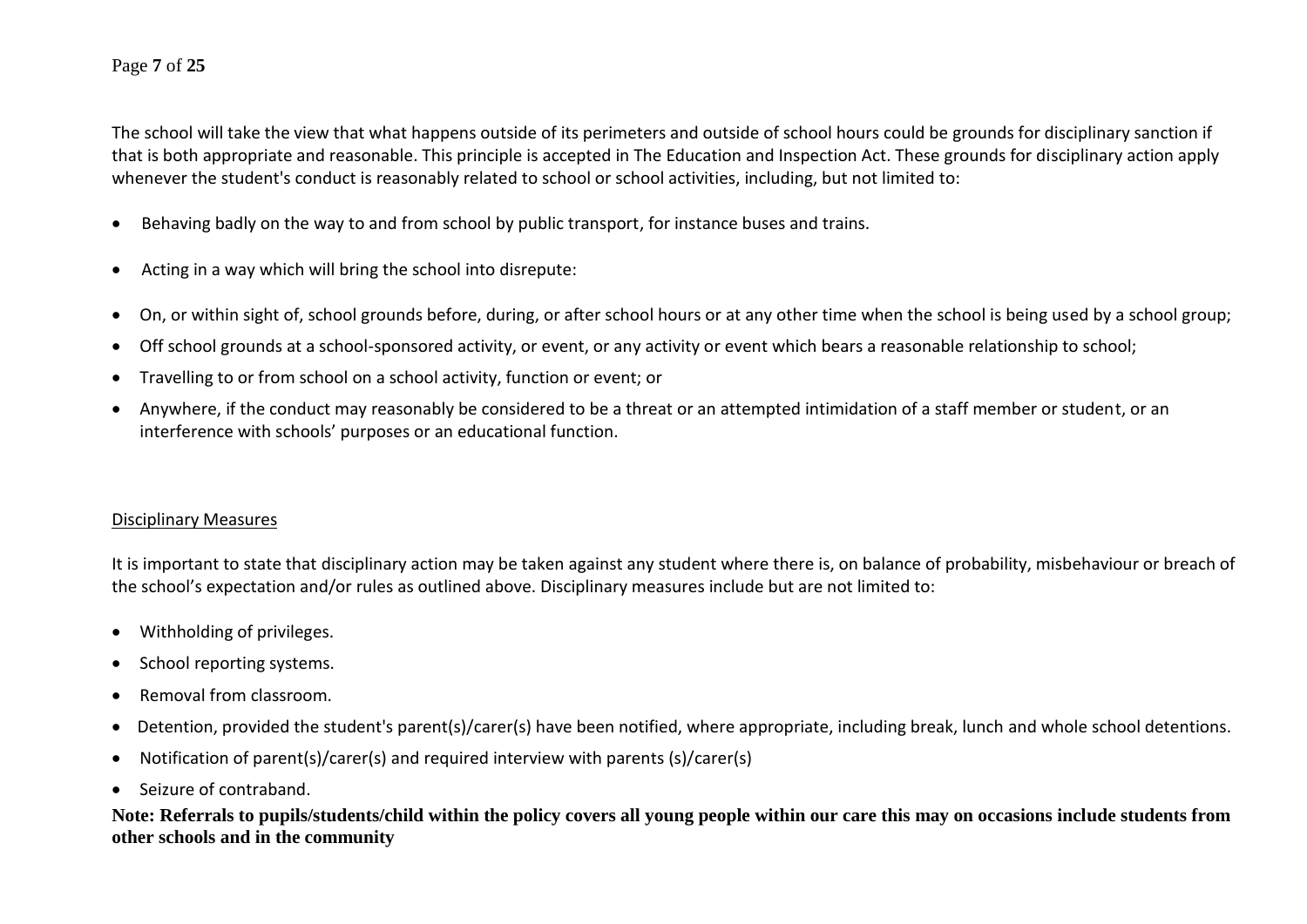The school will take the view that what happens outside of its perimeters and outside of school hours could be grounds for disciplinary sanction if that is both appropriate and reasonable. This principle is accepted in The Education and Inspection Act. These grounds for disciplinary action apply whenever the student's conduct is reasonably related to school or school activities, including, but not limited to:

- Behaving badly on the way to and from school by public transport, for instance buses and trains.
- Acting in a way which will bring the school into disrepute:
- On, or within sight of, school grounds before, during, or after school hours or at any other time when the school is being used by a school group;
- Off school grounds at a school-sponsored activity, or event, or any activity or event which bears a reasonable relationship to school;
- Travelling to or from school on a school activity, function or event; or
- Anywhere, if the conduct may reasonably be considered to be a threat or an attempted intimidation of a staff member or student, or an interference with schools' purposes or an educational function.

<u>Disciplinary Measures</u>

It is important to state that disciplinary action may be taken against any student where there is, on balance of probability, misbehaviour or breach of the school's expectation and/or rules as outlined above. Disciplinary measures include but are not limited to:

- Withholding of privileges.
- School reporting systems.
- Removal from classroom.
- Detention, provided the student's parent(s)/carer(s) have been notified, where appropriate, including break, lunch and whole school detentions.
- Notification of parent(s)/carer(s) and required interview with parents (s)/carer(s)
- Seizure of contraband.

**Note: Referrals to pupils/students/child within the policy covers all young people within our care this may on occasions include students from other schools and in the community**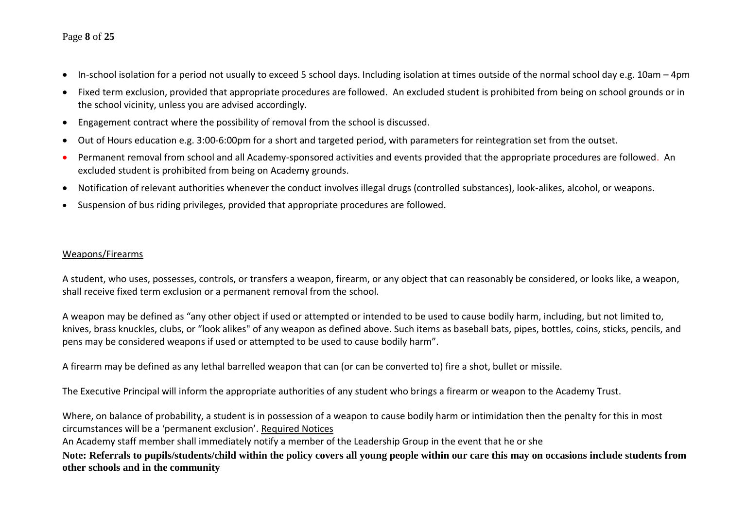- In-school isolation for a period not usually to exceed 5 school days. Including isolation at times outside of the normal school day e.g. 10am – 4pm
- Fixed term exclusion, provided that appropriate procedures are followed. An excluded student is prohibited from being on school grounds or in the school vicinity, unless you are advised accordingly.
- Engagement contract where the possibility of removal from the school is discussed.
- Out of Hours education e.g. 3:00-6:00pm for a short and targeted period, with parameters for reintegration set from the outset.
- Permanent removal from school and all Academy-sponsored activities and events provided that the appropriate procedures are followed. An excluded student is prohibited from being on Academy grounds.
- Notification of relevant authorities whenever the conduct involves illegal drugs (controlled substances), look-alikes, alcohol, or weapons.
- Suspension of bus riding privileges, provided that appropriate procedures are followed.

<u>Weapons/Firearms</u>

A student, who uses, possesses, controls, or transfers a weapon, firearm, or any object that can reasonably be considered, or looks like, a weapon, shall receive fixed term exclusion or a permanent removal from the school.

A weapon may be defined as "any other object if used or attempted or intended to be used to cause bodily harm, including, but not limited to, knives, brass knuckles, clubs, or "look alikes" of any weapon as defined above. Such items as baseball bats, pipes, bottles, coins, sticks, pencils, and pens may be considered weapons if used or attempted to be used to cause bodily harm".

A firearm may be defined as any lethal barrelled weapon that can (or can be converted to) fire a shot, bullet or missile.

The Executive Principal will inform the appropriate authorities of any student who brings a firearm or weapon to the Academy Trust.

Where, on balance of probability, a student is in possession of a weapon to cause bodily harm or intimidation then the penalty for this in most circumstances will be a 'permanent exclusion'. <u>Required Notices</u>

An Academy staff member shall immediately notify a member of the Leadership Group in the event that he or she

**Note: Referrals to pupils/students/child within the policy covers all young people within our care this may on occasions include students from other schools and in the community**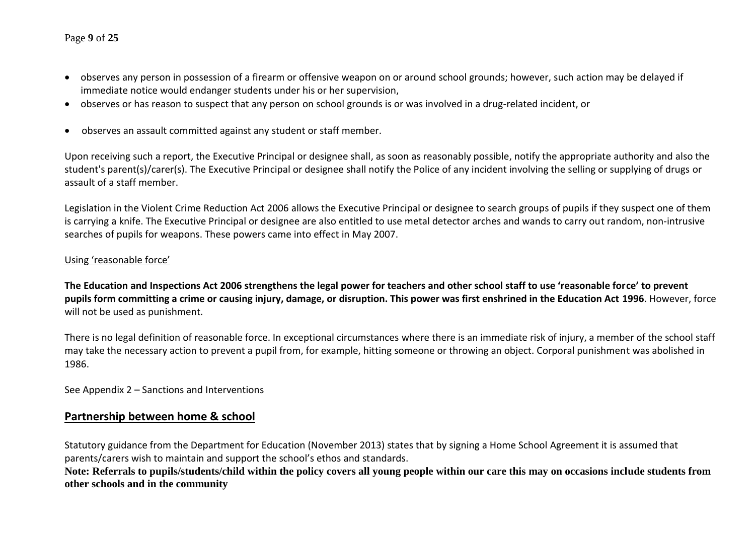- observes any person in possession of a firearm or offensive weapon on or around school grounds; however, such action may be delayed if immediate notice would endanger students under his or her supervision,
- observes or has reason to suspect that any person on school grounds is or was involved in a drug-related incident, or
- observes an assault committed against any student or staff member.

Upon receiving such a report, the Executive Principal or designee shall, as soon as reasonably possible, notify the appropriate authority and also the student's parent(s)/carer(s). The Executive Principal or designee shall notify the Police of any incident involving the selling or supplying of drugs or assault of a staff member.

Legislation in the Violent Crime Reduction Act 2006 allows the Executive Principal or designee to search groups of pupils if they suspect one of them is carrying a knife. The Executive Principal or designee are also entitled to use metal detector arches and wands to carry out random, non-intrusive searches of pupils for weapons. These powers came into effect in May 2007.

Using 'reasonable force'

**The Education and Inspections Act 2006 strengthens the legal power for teachers and other school staff to use 'reasonable force' to prevent pupils form committing a crime or causing injury, damage, or disruption. This power was first enshrined in the Education Act 1996**. However, force will not be used as punishment.

There is no legal definition of reasonable force. In exceptional circumstances where there is an immediate risk of injury, a member of the school staff may take the necessary action to prevent a pupil from, for example, hitting someone or throwing an object. Corporal punishment was abolished in 1986.

See Appendix 2 – Sanctions and Interventions

## Partnership between home & school

Statutory guidance from the Department for Education (November 2013) states that by signing a Home School Agreement it is assumed that parents/carers wish to maintain and support the school's ethos and standards.

**Note: Referrals to pupils/students/child within the policy covers all young people within our care this may on occasions include students from other schools and in the community**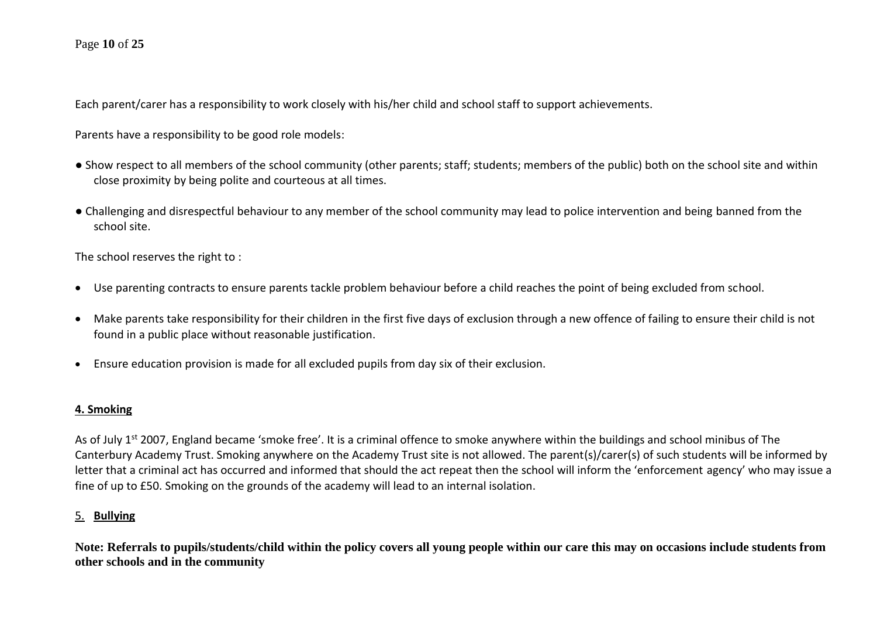Each parent/carer has a responsibility to work closely with his/her child and school staff to support achievements.

Parents have a responsibility to be good role models:

- Show respect to all members of the school community (other parents; staff; students; members of the public) both on the school site and within close proximity by being polite and courteous at all times.
- Challenging and disrespectful behaviour to any member of the school community may lead to police intervention and being banned from the school site.

The school reserves the right to :

- Use parenting contracts to ensure parents tackle problem behaviour before a child reaches the point of being excluded from school.
- Make parents take responsibility for their children in the first five days of exclusion through a new offence of failing to ensure their child is not found in a public place without reasonable justification.
- Ensure education provision is made for all excluded pupils from day six of their exclusion.

## 4. Smoking

As of July 1st 2007, England became 'smoke free'. It is a criminal offence to smoke anywhere within the buildings and school minibus of The Canterbury Academy Trust. Smoking anywhere on the Academy Trust site is not allowed. The parent(s)/carer(s) of such students will be informed by letter that a criminal act has occurred and informed that should the act repeat then the school will inform the 'enforcement agency' who may issue a fine of up to £50. Smoking on the grounds of the academy will lead to an internal isolation.

## 5. Bullying

**Note: Referrals to pupils/students/child within the policy covers all young people within our care this may on occasions include students from other schools and in the community**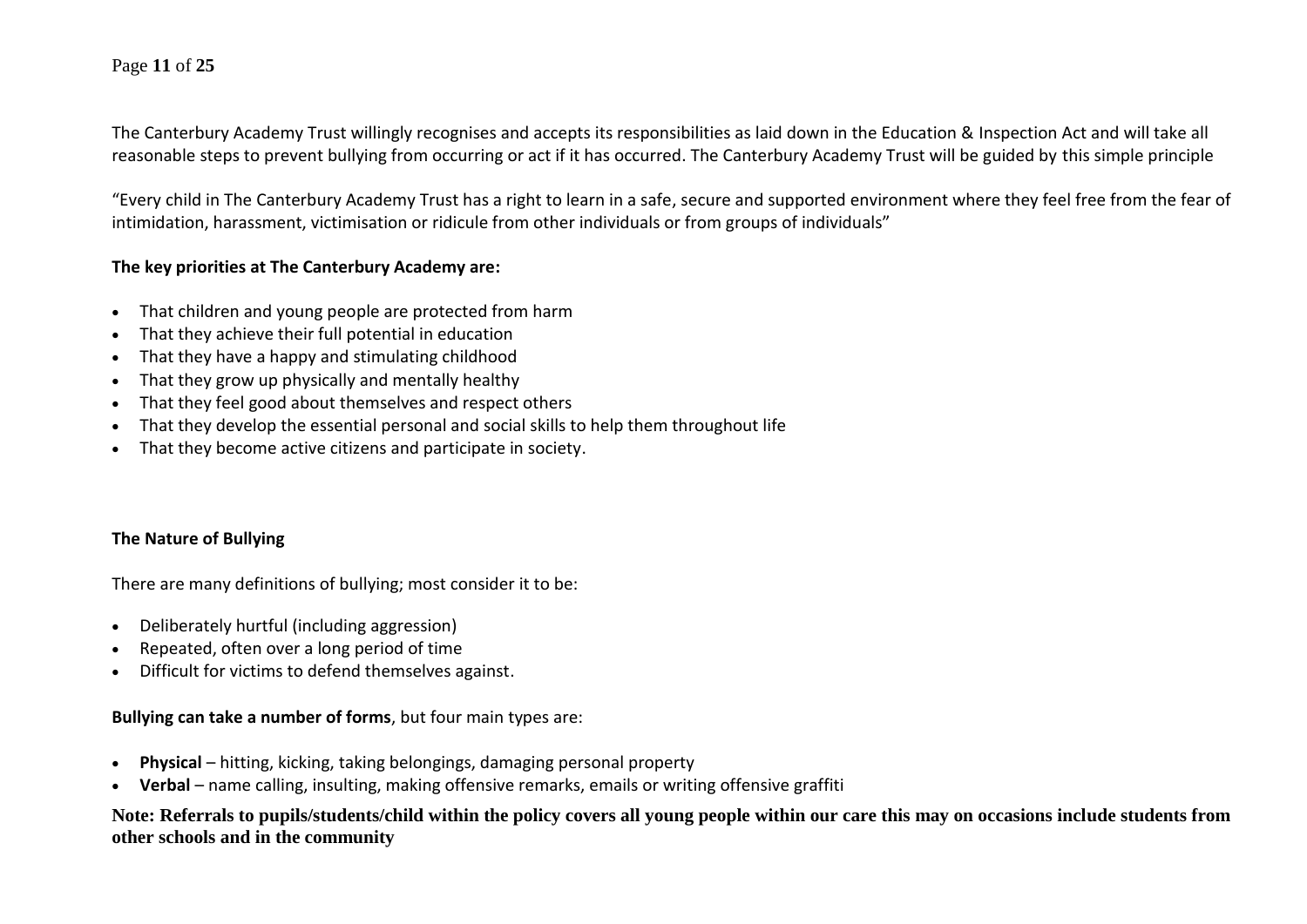The Canterbury Academy Trust willingly recognises and accepts its responsibilities as laid down in the Education & Inspection Act and will take all reasonable steps to prevent bullying from occurring or act if it has occurred. The Canterbury Academy Trust will be guided by this simple principle

“Every child in The Canterbury Academy Trust has a right to learn in a safe, secure and supported environment where they feel free from the fear of intimidation, harassment, victimisation or ridicule from other individuals or from groups of individuals”

**The key priorities at The Canterbury Academy are:**

- That children and young people are protected from harm
- That they achieve their full potential in education
- That they have a happy and stimulating childhood
- That they grow up physically and mentally healthy
- That they feel good about themselves and respect others
- That they develop the essential personal and social skills to help them throughout life
- That they become active citizens and participate in society.

**The Nature of Bullying**

There are many definitions of bullying; most consider it to be:

- Deliberately hurtful (including aggression)
- Repeated, often over a long period of time
- Difficult for victims to defend themselves against.

**Bullying can take a number of forms**, but four main types are:

- **Physical** – hitting, kicking, taking belongings, damaging personal property
- **Verbal** – name calling, insulting, making offensive remarks, emails or writing offensive graffiti

**Note: Referrals to pupils/students/child within the policy covers all young people within our care this may on occasions include students from other schools and in the community**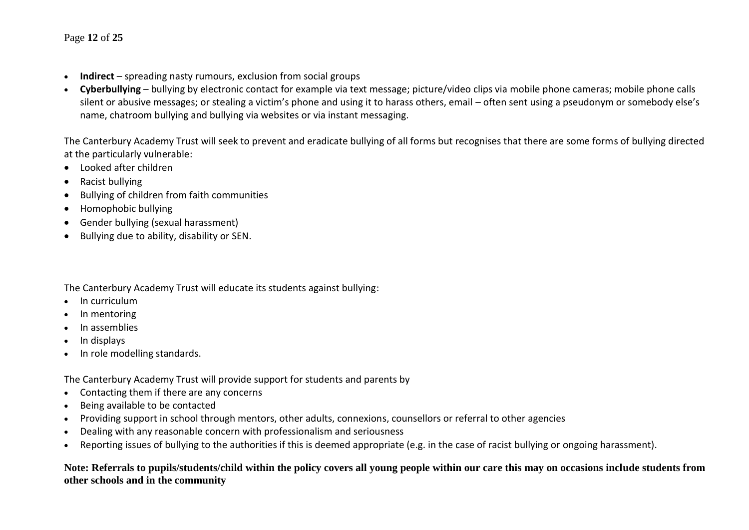- **Indirect** – spreading nasty rumours, exclusion from social groups
- **Cyberbullying** – bullying by electronic contact for example via text message; picture/video clips via mobile phone cameras; mobile phone calls silent or abusive messages; or stealing a victim's phone and using it to harass others, email – often sent using a pseudonym or somebody else's name, chatroom bullying and bullying via websites or via instant messaging.

The Canterbury Academy Trust will seek to prevent and eradicate bullying of all forms but recognises that there are some forms of bullying directed at the particularly vulnerable:

- Looked after children
- Racist bullying
- Bullying of children from faith communities
- Homophobic bullying
- Gender bullying (sexual harassment)
- Bullying due to ability, disability or SEN.

The Canterbury Academy Trust will educate its students against bullying:

- In curriculum
- In mentoring
- In assemblies
- In displays
- In role modelling standards.

The Canterbury Academy Trust will provide support for students and parents by

- Contacting them if there are any concerns
- Being available to be contacted
- Providing support in school through mentors, other adults, connexions, counsellors or referral to other agencies
- Dealing with any reasonable concern with professionalism and seriousness
- Reporting issues of bullying to the authorities if this is deemed appropriate (e.g. in the case of racist bullying or ongoing harassment).

**Note: Referrals to pupils/students/child within the policy covers all young people within our care this may on occasions include students from other schools and in the community**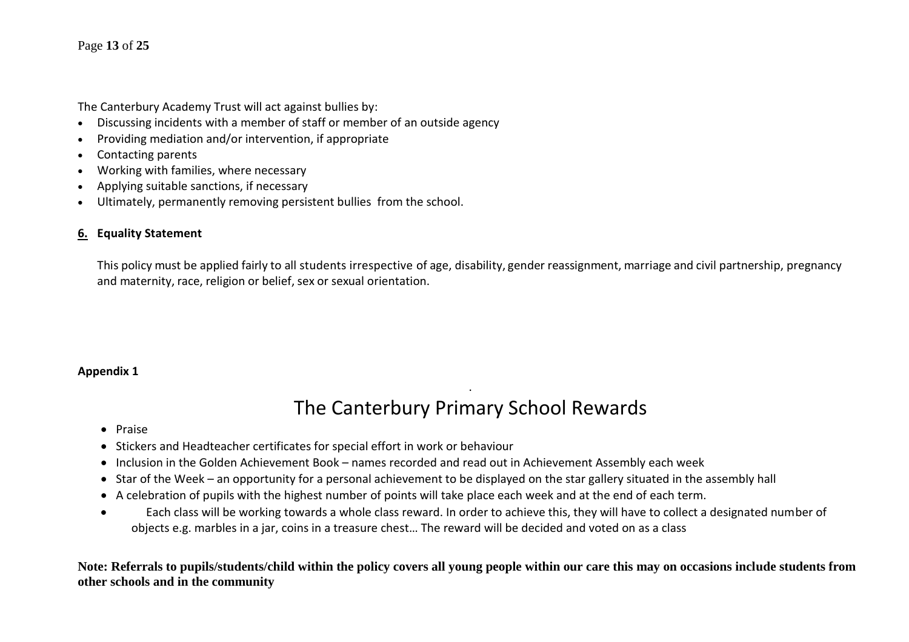The Canterbury Academy Trust will act against bullies by:

- Discussing incidents with a member of staff or member of an outside agency
- Providing mediation and/or intervention, if appropriate
- Contacting parents
- Working with families, where necessary
- Applying suitable sanctions, if necessary
- Ultimately, permanently removing persistent bullies from the school.

## 6. Equality Statement

This policy must be applied fairly to all students irrespective of age, disability, gender reassignment, marriage and civil partnership, pregnancy and maternity, race, religion or belief, sex or sexual orientation.

**Appendix 1**

# The Canterbury Primary School Rewards

- Praise
- Stickers and Headteacher certificates for special effort in work or behaviour
- Inclusion in the Golden Achievement Book – names recorded and read out in Achievement Assembly each week
- Star of the Week – an opportunity for a personal achievement to be displayed on the star gallery situated in the assembly hall
- A celebration of pupils with the highest number of points will take place each week and at the end of each term.
- Each class will be working towards a whole class reward. In order to achieve this, they will have to collect a designated number of objects e.g. marbles in a jar, coins in a treasure chest… The reward will be decided and voted on as a class

**Note: Referrals to pupils/students/child within the policy covers all young people within our care this may on occasions include students from other schools and in the community**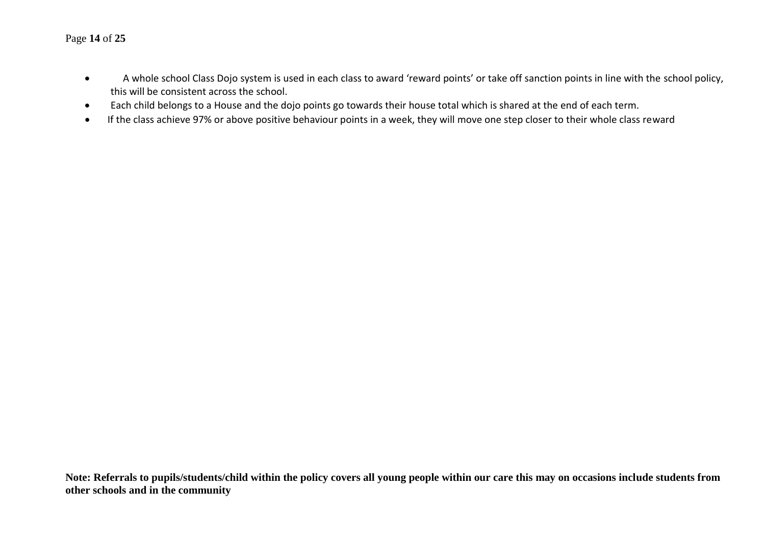- A whole school Class Dojo system is used in each class to award 'reward points' or take off sanction points in line with the school policy, this will be consistent across the school.
- Each child belongs to a House and the dojo points go towards their house total which is shared at the end of each term.
- If the class achieve 97% or above positive behaviour points in a week, they will move one step closer to their whole class reward

**Note: Referrals to pupils/students/child within the policy covers all young people within our care this may on occasions include students from other schools and in the community**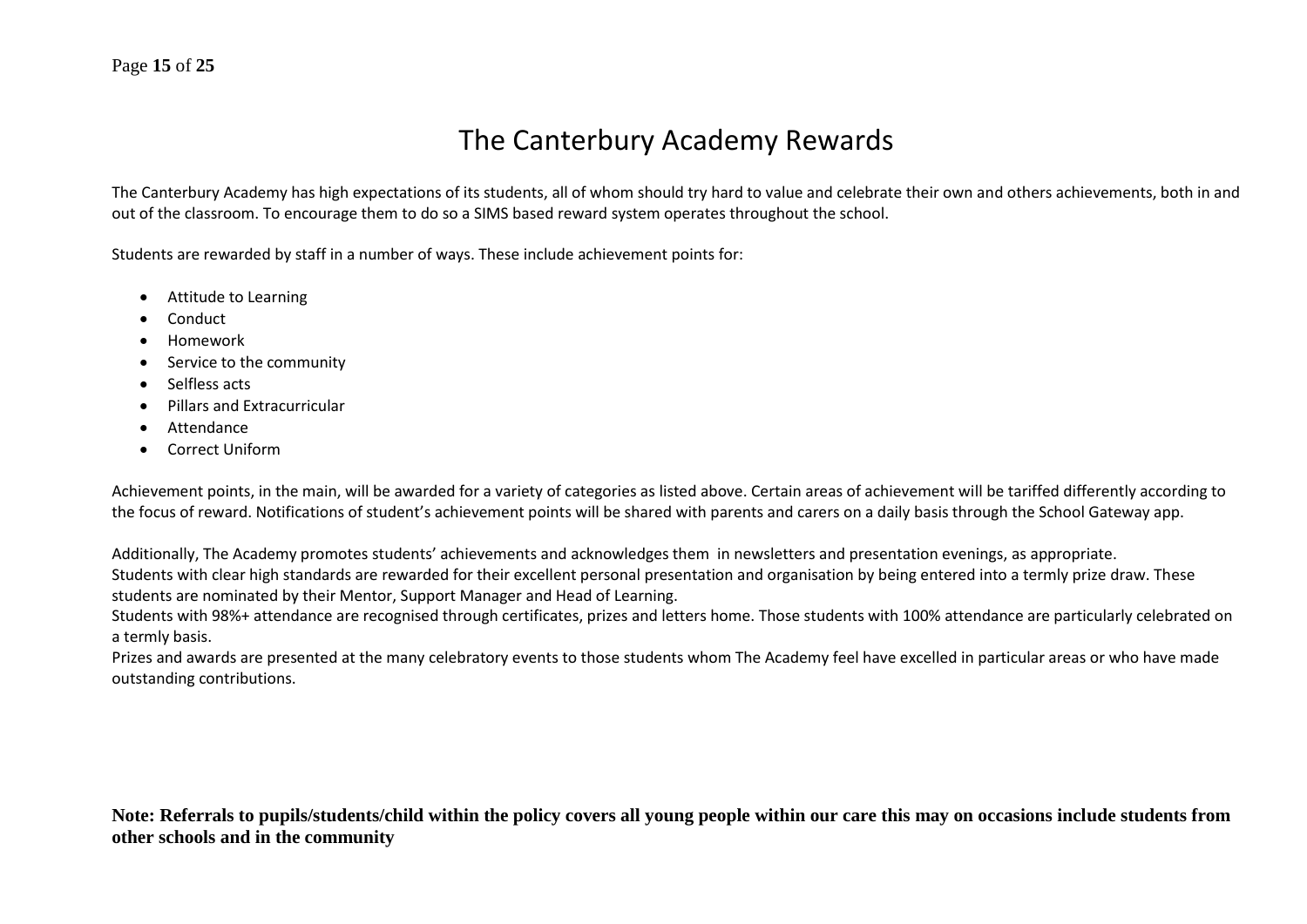# The Canterbury Academy Rewards

The Canterbury Academy has high expectations of its students, all of whom should try hard to value and celebrate their own and others achievements, both in and out of the classroom. To encourage them to do so a SIMS based reward system operates throughout the school.

Students are rewarded by staff in a number of ways. These include achievement points for:

- Attitude to Learning
- Conduct
- Homework
- Service to the community
- Selfless acts
- Pillars and Extracurricular
- Attendance
- Correct Uniform

Achievement points, in the main, will be awarded for a variety of categories as listed above. Certain areas of achievement will be tariffed differently according to the focus of reward. Notifications of student's achievement points will be shared with parents and carers on a daily basis through the School Gateway app.

Additionally, The Academy promotes students' achievements and acknowledges them in newsletters and presentation evenings, as appropriate.
Students with clear high standards are rewarded for their excellent personal presentation and organisation by being entered into a termly prize draw. These students are nominated by their Mentor, Support Manager and Head of Learning.
Students with 98%+ attendance are recognised through certificates, prizes and letters home. Those students with 100% attendance are particularly celebrated on a termly basis.
Prizes and awards are presented at the many celebratory events to those students whom The Academy feel have excelled in particular areas or who have made outstanding contributions.

**Note: Referrals to pupils/students/child within the policy covers all young people within our care this may on occasions include students from other schools and in the community**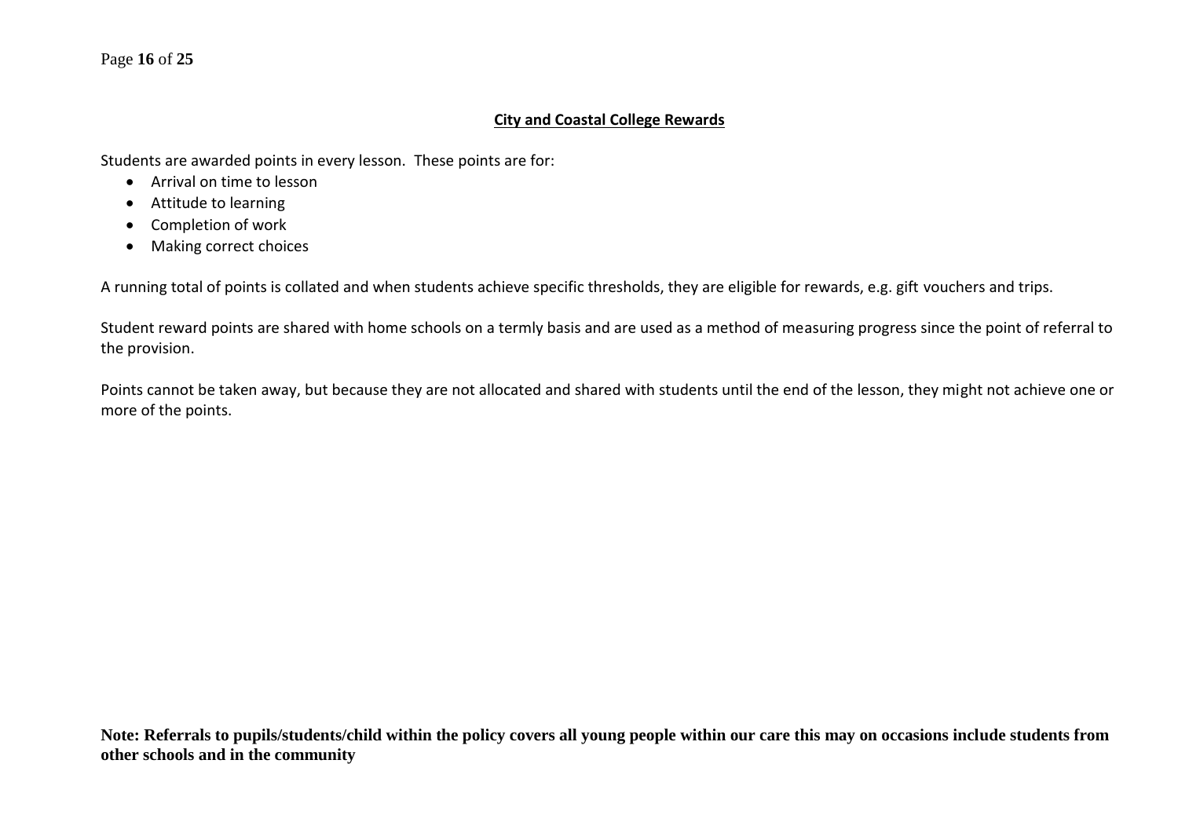## City and Coastal College Rewards

Students are awarded points in every lesson. These points are for:

- Arrival on time to lesson
- Attitude to learning
- Completion of work
- Making correct choices

A running total of points is collated and when students achieve specific thresholds, they are eligible for rewards, e.g. gift vouchers and trips.

Student reward points are shared with home schools on a termly basis and are used as a method of measuring progress since the point of referral to the provision.

Points cannot be taken away, but because they are not allocated and shared with students until the end of the lesson, they might not achieve one or more of the points.

**Note: Referrals to pupils/students/child within the policy covers all young people within our care this may on occasions include students from other schools and in the community**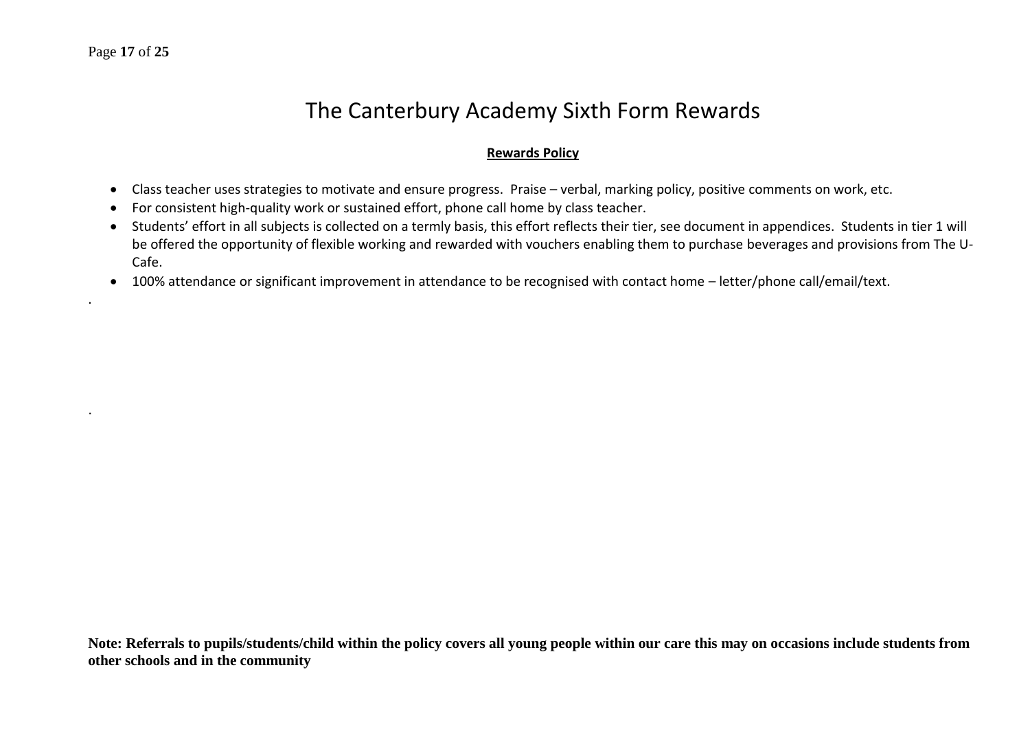# The Canterbury Academy Sixth Form Rewards

**Rewards Policy**

- Class teacher uses strategies to motivate and ensure progress. Praise – verbal, marking policy, positive comments on work, etc.
- For consistent high-quality work or sustained effort, phone call home by class teacher.
- Students' effort in all subjects is collected on a termly basis, this effort reflects their tier, see document in appendices. Students in tier 1 will be offered the opportunity of flexible working and rewarded with vouchers enabling them to purchase beverages and provisions from The U-Cafe.
- 100% attendance or significant improvement in attendance to be recognised with contact home – letter/phone call/email/text.

.

.

**Note: Referrals to pupils/students/child within the policy covers all young people within our care this may on occasions include students from other schools and in the community**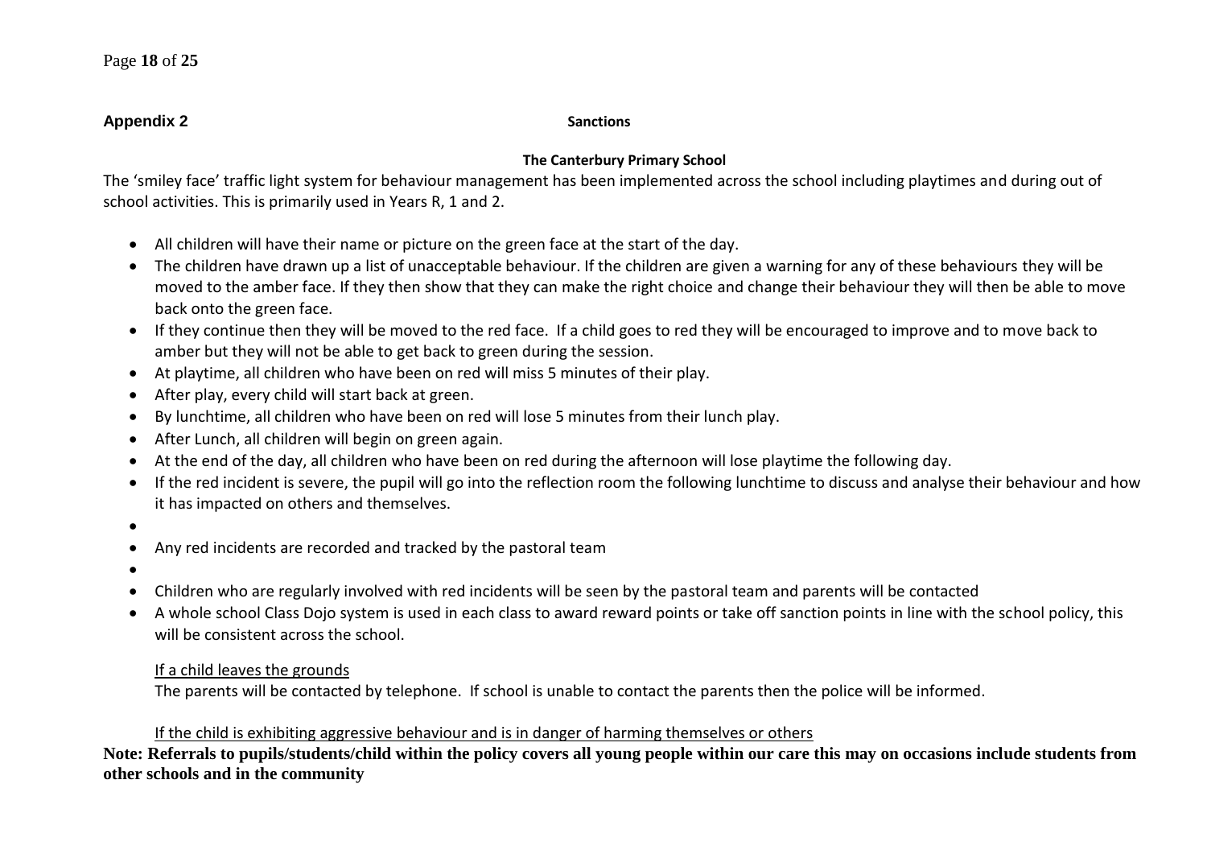## Appendix 2

### Sanctions

**The Canterbury Primary School**

The 'smiley face' traffic light system for behaviour management has been implemented across the school including playtimes and during out of school activities. This is primarily used in Years R, 1 and 2.

- All children will have their name or picture on the green face at the start of the day.
- The children have drawn up a list of unacceptable behaviour. If the children are given a warning for any of these behaviours they will be moved to the amber face. If they then show that they can make the right choice and change their behaviour they will then be able to move back onto the green face.
- If they continue then they will be moved to the red face. If a child goes to red they will be encouraged to improve and to move back to amber but they will not be able to get back to green during the session.
- At playtime, all children who have been on red will miss 5 minutes of their play.
- After play, every child will start back at green.
- By lunchtime, all children who have been on red will lose 5 minutes from their lunch play.
- After Lunch, all children will begin on green again.
- At the end of the day, all children who have been on red during the afternoon will lose playtime the following day.
- If the red incident is severe, the pupil will go into the reflection room the following lunchtime to discuss and analyse their behaviour and how it has impacted on others and themselves.
- Any red incidents are recorded and tracked by the pastoral team
- Children who are regularly involved with red incidents will be seen by the pastoral team and parents will be contacted
- A whole school Class Dojo system is used in each class to award reward points or take off sanction points in line with the school policy, this will be consistent across the school.

<u>If a child leaves the grounds</u>

The parents will be contacted by telephone. If school is unable to contact the parents then the police will be informed.

<u>If the child is exhibiting aggressive behaviour and is in danger of harming themselves or others</u>

**Note: Referrals to pupils/students/child within the policy covers all young people within our care this may on occasions include students from other schools and in the community**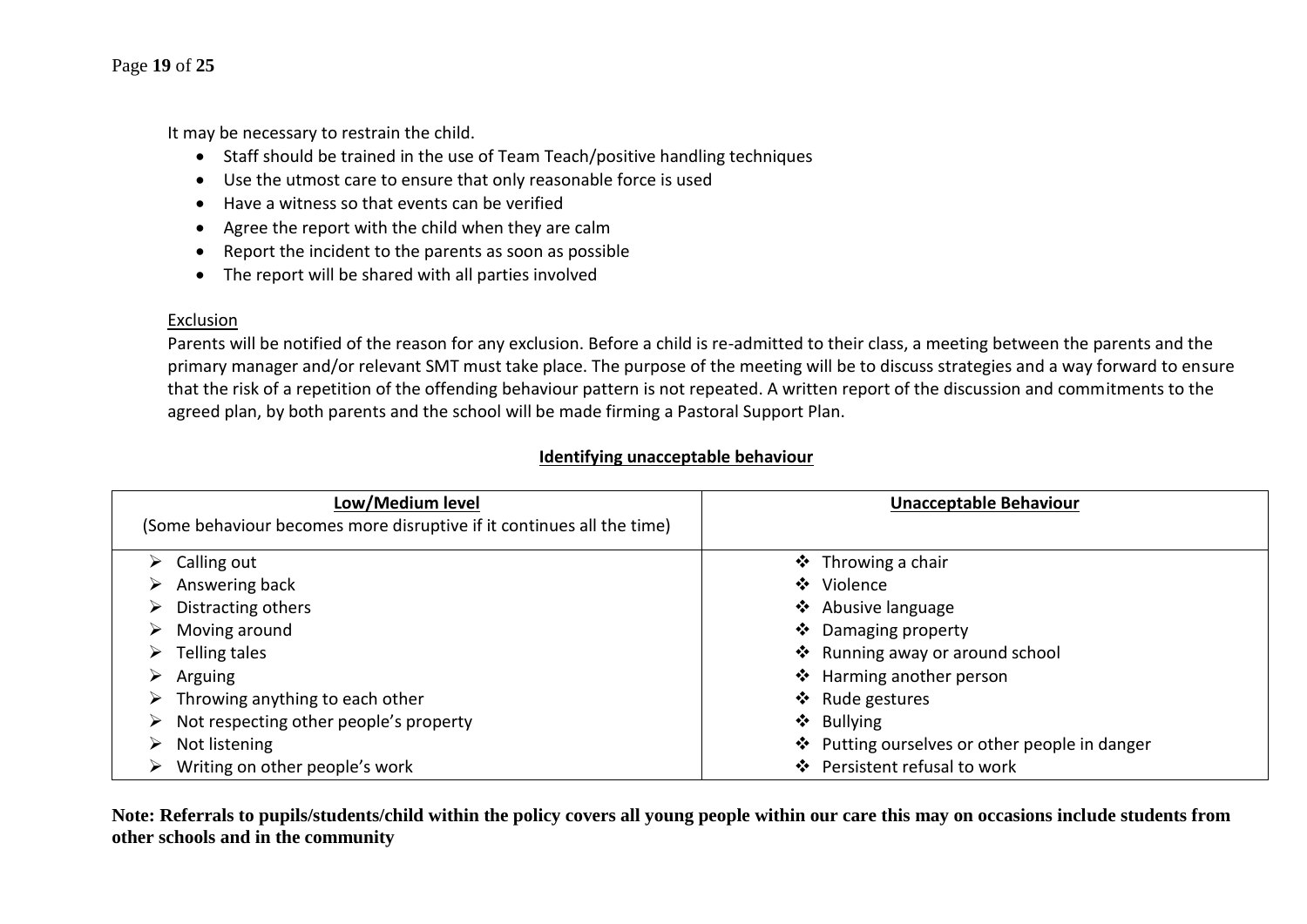It may be necessary to restrain the child.

- Staff should be trained in the use of Team Teach/positive handling techniques
- Use the utmost care to ensure that only reasonable force is used
- Have a witness so that events can be verified
- Agree the report with the child when they are calm
- Report the incident to the parents as soon as possible
- The report will be shared with all parties involved

<u>Exclusion</u>

Parents will be notified of the reason for any exclusion. Before a child is re-admitted to their class, a meeting between the parents and the primary manager and/or relevant SMT must take place. The purpose of the meeting will be to discuss strategies and a way forward to ensure that the risk of a repetition of the offending behaviour pattern is not repeated. A written report of the discussion and commitments to the agreed plan, by both parents and the school will be made firming a Pastoral Support Plan.

**<u>Identifying unacceptable behaviour</u>**

| **<u>Low/Medium level</u>**<br>(Some behaviour becomes more disruptive if it continues all the time) | **<u>Unacceptable Behaviour</u>** |
|---|---|
| ➢ Calling out | ❖ Throwing a chair |
| ➢ Answering back | ❖ Violence |
| ➢ Distracting others | ❖ Abusive language |
| ➢ Moving around | ❖ Damaging property |
| ➢ Telling tales | ❖ Running away or around school |
| ➢ Arguing | ❖ Harming another person |
| ➢ Throwing anything to each other | ❖ Rude gestures |
| ➢ Not respecting other people's property | ❖ Bullying |
| ➢ Not listening | ❖ Putting ourselves or other people in danger |
| ➢ Writing on other people's work | ❖ Persistent refusal to work |

**Note: Referrals to pupils/students/child within the policy covers all young people within our care this may on occasions include students from other schools and in the community**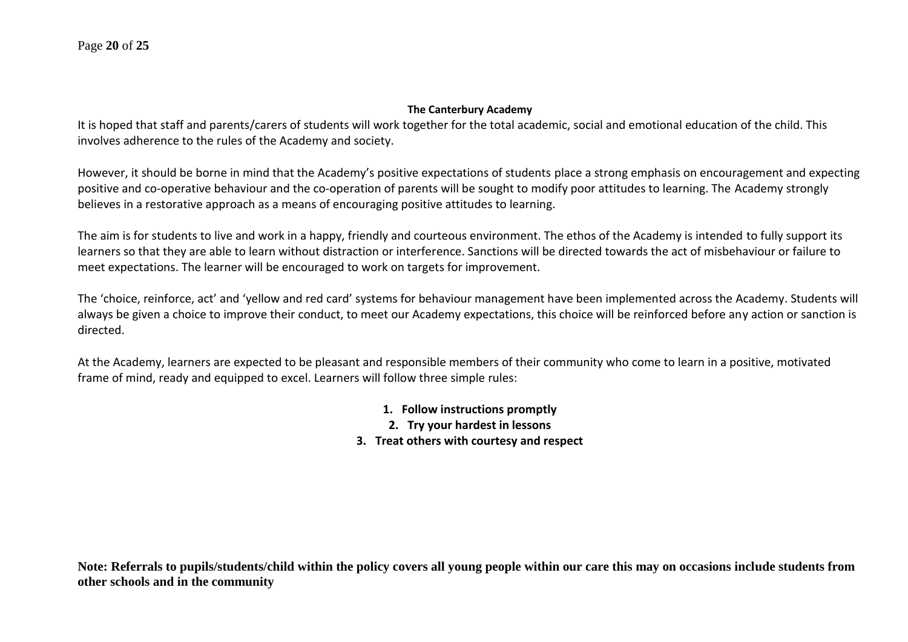**The Canterbury Academy**

It is hoped that staff and parents/carers of students will work together for the total academic, social and emotional education of the child. This involves adherence to the rules of the Academy and society.

However, it should be borne in mind that the Academy's positive expectations of students place a strong emphasis on encouragement and expecting positive and co-operative behaviour and the co-operation of parents will be sought to modify poor attitudes to learning. The Academy strongly believes in a restorative approach as a means of encouraging positive attitudes to learning.

The aim is for students to live and work in a happy, friendly and courteous environment. The ethos of the Academy is intended to fully support its learners so that they are able to learn without distraction or interference. Sanctions will be directed towards the act of misbehaviour or failure to meet expectations. The learner will be encouraged to work on targets for improvement.

The 'choice, reinforce, act' and 'yellow and red card' systems for behaviour management have been implemented across the Academy. Students will always be given a choice to improve their conduct, to meet our Academy expectations, this choice will be reinforced before any action or sanction is directed.

At the Academy, learners are expected to be pleasant and responsible members of their community who come to learn in a positive, motivated frame of mind, ready and equipped to excel. Learners will follow three simple rules:

1. **Follow instructions promptly**
2. **Try your hardest in lessons**
3. **Treat others with courtesy and respect**

**Note: Referrals to pupils/students/child within the policy covers all young people within our care this may on occasions include students from other schools and in the community**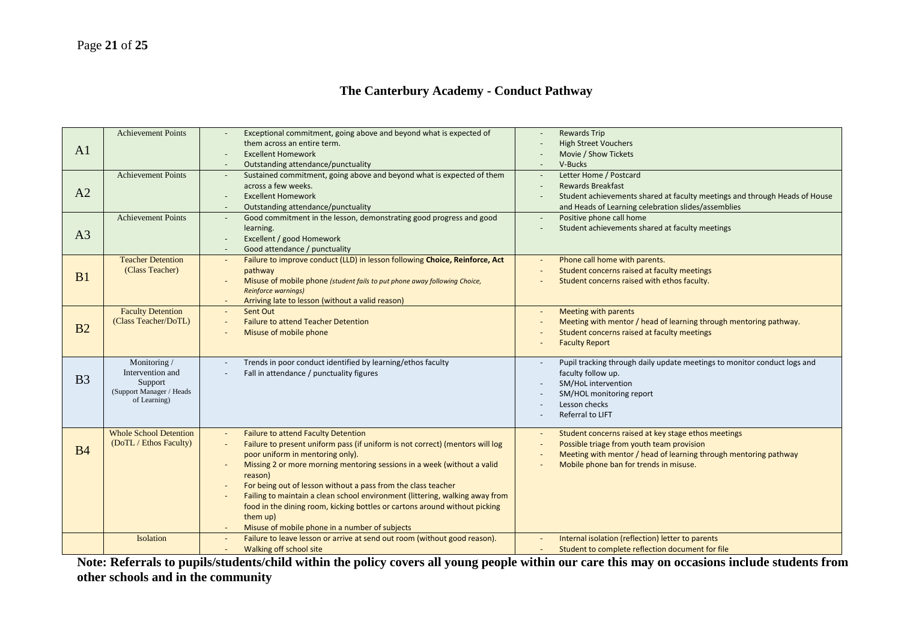## The Canterbury Academy - Conduct Pathway

| | | | |
|---|---|---|---|
| A1 | Achievement Points | - Exceptional commitment, going above and beyond what is expected of them across an entire term.<br>- Excellent Homework<br>- Outstanding attendance/punctuality | - Rewards Trip<br>- High Street Vouchers<br>- Movie / Show Tickets<br>- V-Bucks |
| A2 | Achievement Points | - Sustained commitment, going above and beyond what is expected of them across a few weeks.<br>- Excellent Homework<br>- Outstanding attendance/punctuality | - Letter Home / Postcard<br>- Rewards Breakfast<br>- Student achievements shared at faculty meetings and through Heads of House and Heads of Learning celebration slides/assemblies |
| A3 | Achievement Points | - Good commitment in the lesson, demonstrating good progress and good learning.<br>- Excellent / good Homework<br>- Good attendance / punctuality | - Positive phone call home<br>- Student achievements shared at faculty meetings |
| B1 | Teacher Detention (Class Teacher) | - Failure to improve conduct (LLD) in lesson following **Choice, Reinforce, Act** pathway<br>- Misuse of mobile phone *(student fails to put phone away following Choice, Reinforce warnings)*<br>- Arriving late to lesson (without a valid reason) | - Phone call home with parents.<br>- Student concerns raised at faculty meetings<br>- Student concerns raised with ethos faculty. |
| B2 | Faculty Detention (Class Teacher/DoTL) | - Sent Out<br>- Failure to attend Teacher Detention<br>- Misuse of mobile phone | - Meeting with parents<br>- Meeting with mentor / head of learning through mentoring pathway.<br>- Student concerns raised at faculty meetings<br>- Faculty Report |
| B3 | Monitoring / Intervention and Support (Support Manager / Heads of Learning) | - Trends in poor conduct identified by learning/ethos faculty<br>- Fall in attendance / punctuality figures | - Pupil tracking through daily update meetings to monitor conduct logs and faculty follow up.<br>- SM/HoL intervention<br>- SM/HOL monitoring report<br>- Lesson checks<br>- Referral to LIFT |
| B4 | Whole School Detention (DoTL / Ethos Faculty) | - Failure to attend Faculty Detention<br>- Failure to present uniform pass (if uniform is not correct) (mentors will log poor uniform in mentoring only).<br>- Missing 2 or more morning mentoring sessions in a week (without a valid reason)<br>- For being out of lesson without a pass from the class teacher<br>- Failing to maintain a clean school environment (littering, walking away from food in the dining room, kicking bottles or cartons around without picking them up)<br>- Misuse of mobile phone in a number of subjects | - Student concerns raised at key stage ethos meetings<br>- Possible triage from youth team provision<br>- Meeting with mentor / head of learning through mentoring pathway<br>- Mobile phone ban for trends in misuse. |
| | Isolation | - Failure to leave lesson or arrive at send out room (without good reason).<br>- Walking off school site | - Internal isolation (reflection) letter to parents<br>- Student to complete reflection document for file |

**Note: Referrals to pupils/students/child within the policy covers all young people within our care this may on occasions include students from other schools and in the community**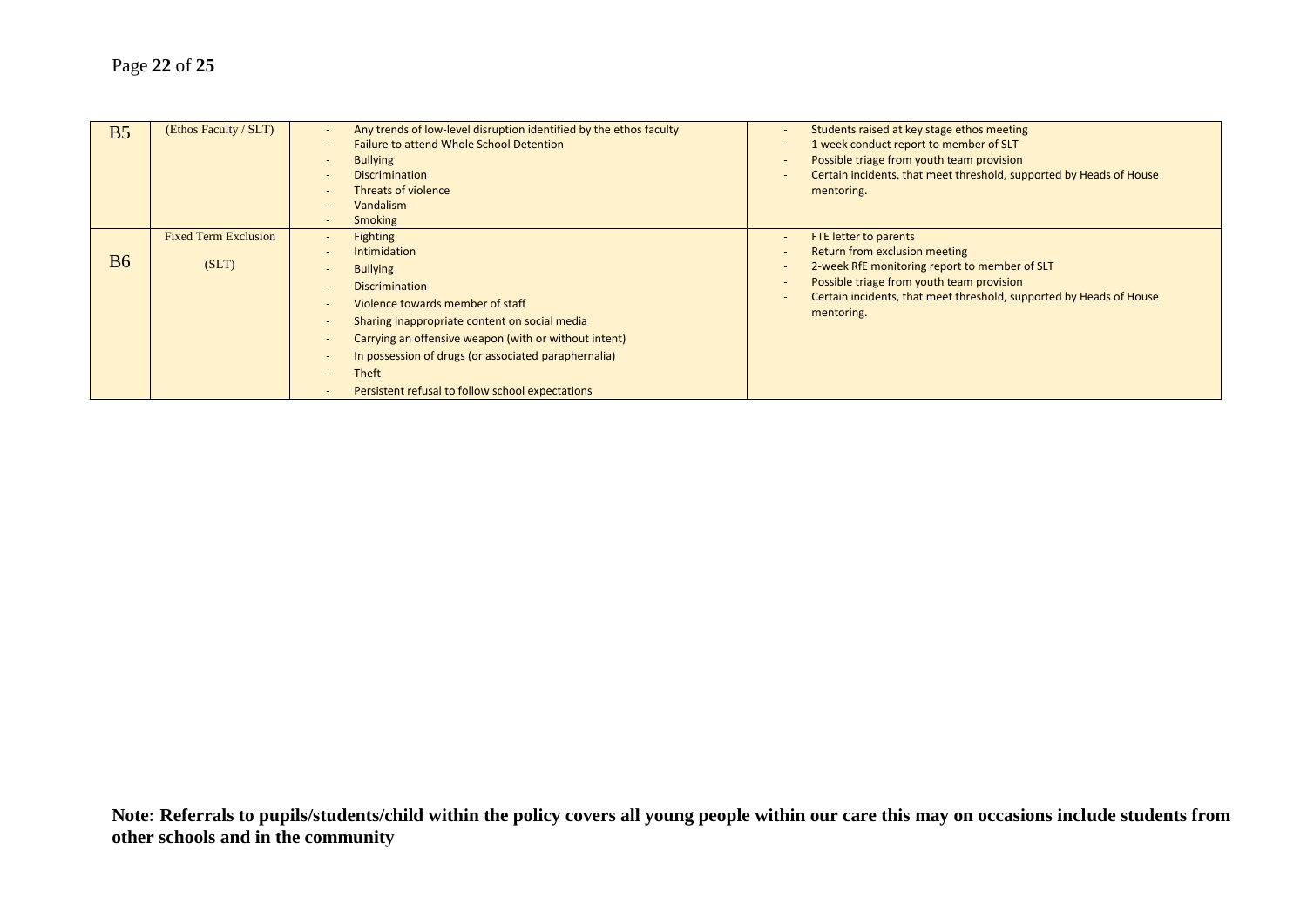| B5 | (Ethos Faculty / SLT) | - Any trends of low-level disruption identified by the ethos faculty<br>- Failure to attend Whole School Detention<br>- Bullying<br>- Discrimination<br>- Threats of violence<br>- Vandalism<br>- Smoking | - Students raised at key stage ethos meeting<br>- 1 week conduct report to member of SLT<br>- Possible triage from youth team provision<br>- Certain incidents, that meet threshold, supported by Heads of House mentoring. |
|---|---|---|---|
| B6 | Fixed Term Exclusion (SLT) | - Fighting<br>- Intimidation<br>- Bullying<br>- Discrimination<br>- Violence towards member of staff<br>- Sharing inappropriate content on social media<br>- Carrying an offensive weapon (with or without intent)<br>- In possession of drugs (or associated paraphernalia)<br>- Theft<br>- Persistent refusal to follow school expectations | - FTE letter to parents<br>- Return from exclusion meeting<br>- 2-week RfE monitoring report to member of SLT<br>- Possible triage from youth team provision<br>- Certain incidents, that meet threshold, supported by Heads of House mentoring. |

**Note: Referrals to pupils/students/child within the policy covers all young people within our care this may on occasions include students from other schools and in the community**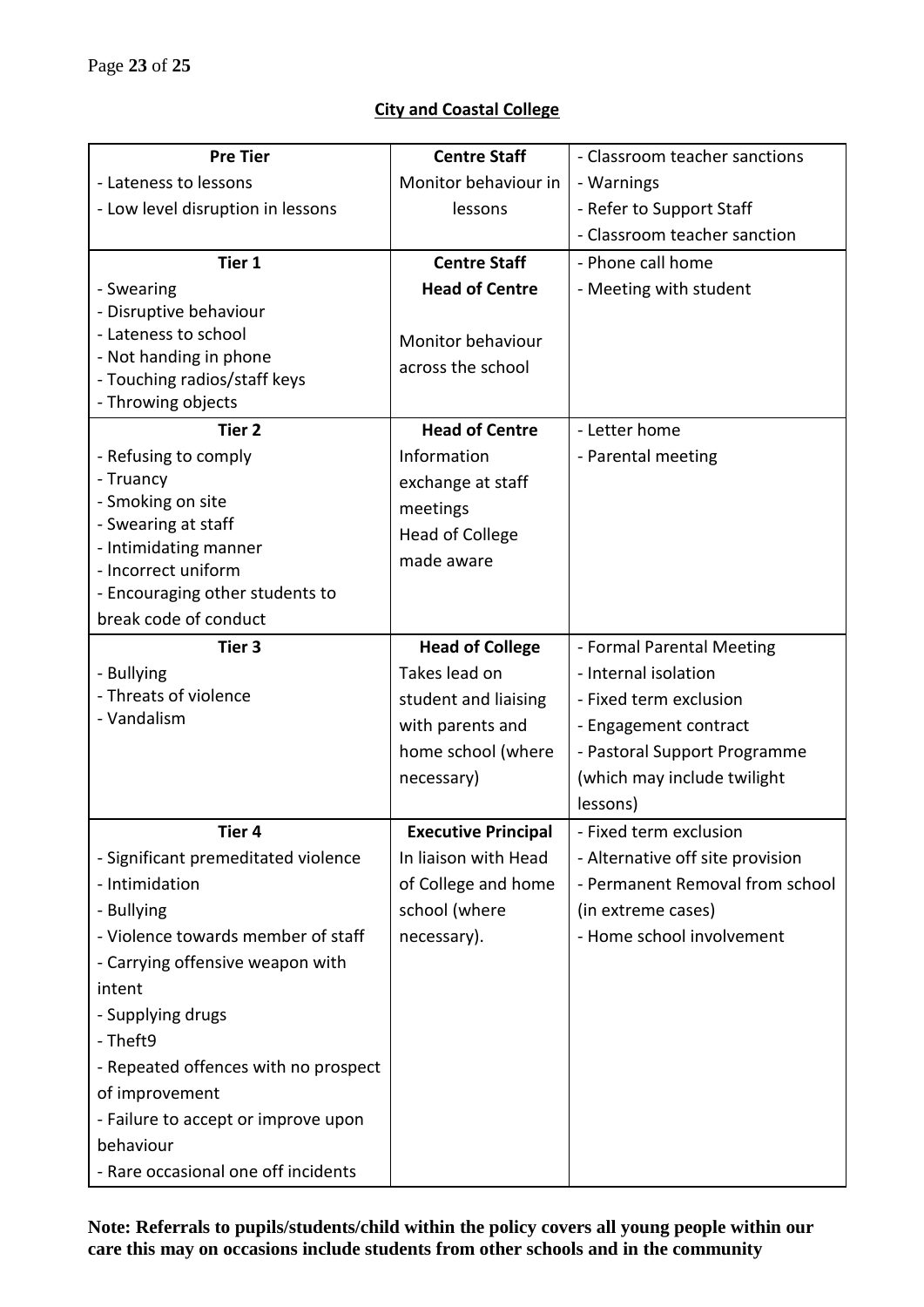**City and Coastal College**

| | | |
|---|---|---|
| **Pre Tier**<br>- Lateness to lessons<br>- Low level disruption in lessons | **Centre Staff**<br>Monitor behaviour in lessons | - Classroom teacher sanctions<br>- Warnings<br>- Refer to Support Staff<br>- Classroom teacher sanction |
| **Tier 1**<br>- Swearing<br>- Disruptive behaviour<br>- Lateness to school<br>- Not handing in phone<br>- Touching radios/staff keys<br>- Throwing objects | **Centre Staff**<br>**Head of Centre**<br><br>Monitor behaviour across the school | - Phone call home<br>- Meeting with student |
| **Tier 2**<br>- Refusing to comply<br>- Truancy<br>- Smoking on site<br>- Swearing at staff<br>- Intimidating manner<br>- Incorrect uniform<br>- Encouraging other students to break code of conduct | **Head of Centre**<br>Information exchange at staff meetings<br>Head of College made aware | - Letter home<br>- Parental meeting |
| **Tier 3**<br>- Bullying<br>- Threats of violence<br>- Vandalism | **Head of College**<br>Takes lead on student and liaising with parents and home school (where necessary) | - Formal Parental Meeting<br>- Internal isolation<br>- Fixed term exclusion<br>- Engagement contract<br>- Pastoral Support Programme (which may include twilight lessons) |
| **Tier 4**<br>- Significant premeditated violence<br>- Intimidation<br>- Bullying<br>- Violence towards member of staff<br>- Carrying offensive weapon with intent<br>- Supplying drugs<br>- Theft9<br>- Repeated offences with no prospect of improvement<br>- Failure to accept or improve upon behaviour<br>- Rare occasional one off incidents | **Executive Principal**<br>In liaison with Head of College and home school (where necessary). | - Fixed term exclusion<br>- Alternative off site provision<br>- Permanent Removal from school (in extreme cases)<br>- Home school involvement |

**Note: Referrals to pupils/students/child within the policy covers all young people within our care this may on occasions include students from other schools and in the community**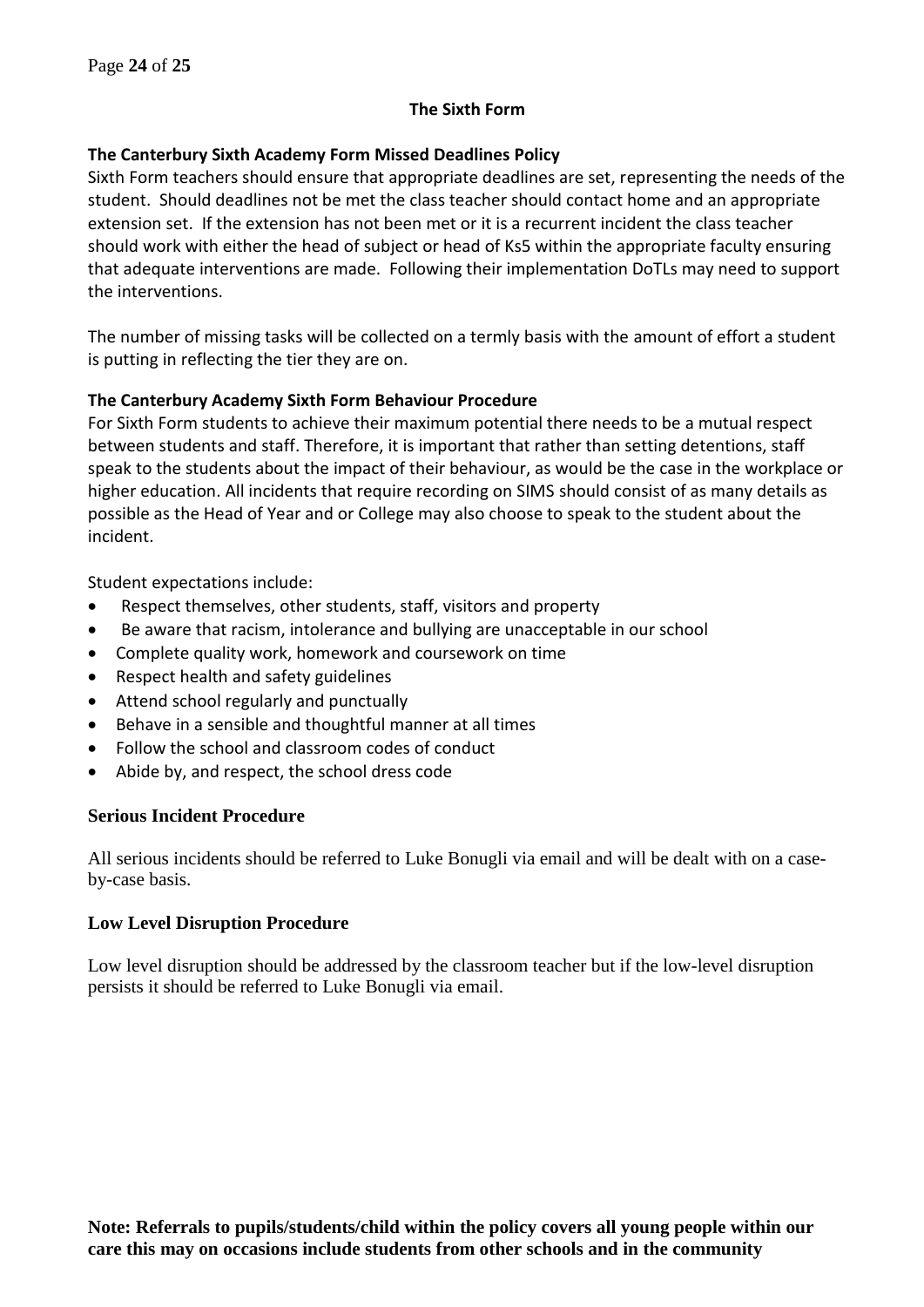## The Sixth Form

### The Canterbury Sixth Academy Form Missed Deadlines Policy

Sixth Form teachers should ensure that appropriate deadlines are set, representing the needs of the student. Should deadlines not be met the class teacher should contact home and an appropriate extension set. If the extension has not been met or it is a recurrent incident the class teacher should work with either the head of subject or head of Ks5 within the appropriate faculty ensuring that adequate interventions are made. Following their implementation DoTLs may need to support the interventions.

The number of missing tasks will be collected on a termly basis with the amount of effort a student is putting in reflecting the tier they are on.

### The Canterbury Academy Sixth Form Behaviour Procedure

For Sixth Form students to achieve their maximum potential there needs to be a mutual respect between students and staff. Therefore, it is important that rather than setting detentions, staff speak to the students about the impact of their behaviour, as would be the case in the workplace or higher education. All incidents that require recording on SIMS should consist of as many details as possible as the Head of Year and or College may also choose to speak to the student about the incident.

Student expectations include:

- Respect themselves, other students, staff, visitors and property
- Be aware that racism, intolerance and bullying are unacceptable in our school
- Complete quality work, homework and coursework on time
- Respect health and safety guidelines
- Attend school regularly and punctually
- Behave in a sensible and thoughtful manner at all times
- Follow the school and classroom codes of conduct
- Abide by, and respect, the school dress code

### Serious Incident Procedure

All serious incidents should be referred to Luke Bonugli via email and will be dealt with on a case-by-case basis.

### Low Level Disruption Procedure

Low level disruption should be addressed by the classroom teacher but if the low-level disruption persists it should be referred to Luke Bonugli via email.

**Note: Referrals to pupils/students/child within the policy covers all young people within our care this may on occasions include students from other schools and in the community**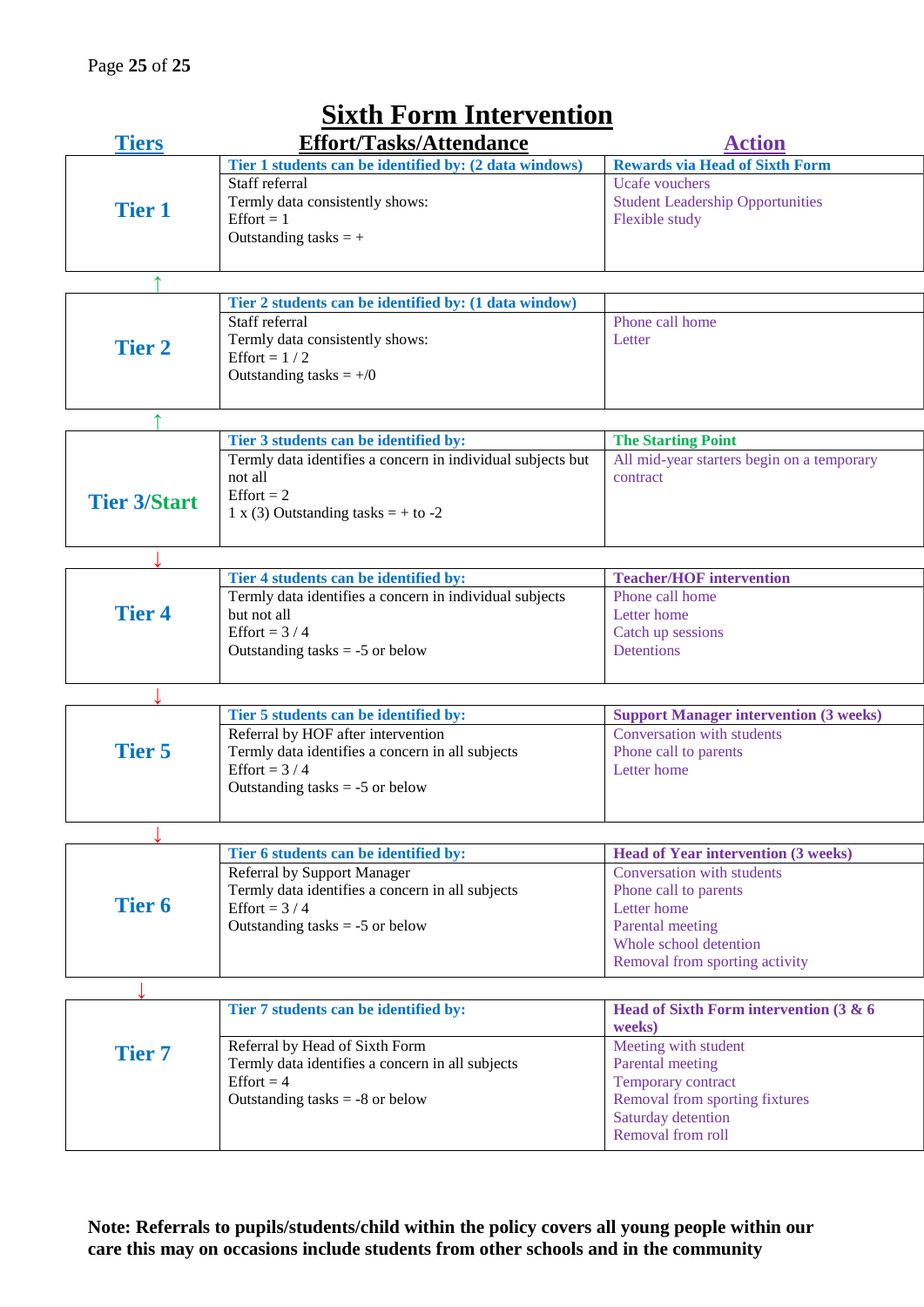# Sixth Form Intervention

| Tiers | Effort/Tasks/Attendance | Action |
|---|---|---|
| **Tier 1** | **Tier 1 students can be identified by: (2 data windows)**<br>Staff referral<br>Termly data consistently shows:<br>Effort = 1<br>Outstanding tasks = + | **Rewards via Head of Sixth Form**<br>Ucafe vouchers<br>Student Leadership Opportunities<br>Flexible study |
| ↑ | | |
| **Tier 2** | **Tier 2 students can be identified by: (1 data window)**<br>Staff referral<br>Termly data consistently shows:<br>Effort = 1 / 2<br>Outstanding tasks = +/0 | Phone call home<br>Letter |
| ↑ | | |
| **Tier 3/Start** | **Tier 3 students can be identified by:**<br>Termly data identifies a concern in individual subjects but not all<br>Effort = 2<br>1 x (3) Outstanding tasks = + to -2 | **The Starting Point**<br>All mid-year starters begin on a temporary contract |
| ↓ | | |
| **Tier 4** | **Tier 4 students can be identified by:**<br>Termly data identifies a concern in individual subjects but not all<br>Effort = 3 / 4<br>Outstanding tasks = -5 or below | **Teacher/HOF intervention**<br>Phone call home<br>Letter home<br>Catch up sessions<br>Detentions |
| ↓ | | |
| **Tier 5** | **Tier 5 students can be identified by:**<br>Referral by HOF after intervention<br>Termly data identifies a concern in all subjects<br>Effort = 3 / 4<br>Outstanding tasks = -5 or below | **Support Manager intervention (3 weeks)**<br>Conversation with students<br>Phone call to parents<br>Letter home |
| ↓ | | |
| **Tier 6** | **Tier 6 students can be identified by:**<br>Referral by Support Manager<br>Termly data identifies a concern in all subjects<br>Effort = 3 / 4<br>Outstanding tasks = -5 or below | **Head of Year intervention (3 weeks)**<br>Conversation with students<br>Phone call to parents<br>Letter home<br>Parental meeting<br>Whole school detention<br>Removal from sporting activity |
| ↓ | | |
| **Tier 7** | **Tier 7 students can be identified by:**<br>Referral by Head of Sixth Form<br>Termly data identifies a concern in all subjects<br>Effort = 4<br>Outstanding tasks = -8 or below | **Head of Sixth Form intervention (3 & 6 weeks)**<br>Meeting with student<br>Parental meeting<br>Temporary contract<br>Removal from sporting fixtures<br>Saturday detention<br>Removal from roll |

**Note: Referrals to pupils/students/child within the policy covers all young people within our care this may on occasions include students from other schools and in the community**